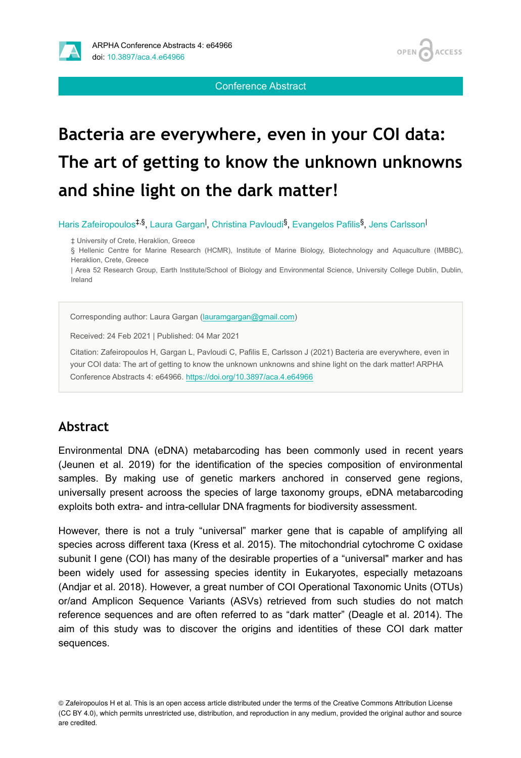Conference Abstract

# Bacteria are everywhere, even in your COI data: The art of getting to know the unknown unknowns and shine light on the dark matter!

Haris Zafeiropoulos[‡,§], Laura Gargan[|], Christina Pavloudi[§], Evangelos Pafilis[§], Jens Carlsson[|]

‡ University of Crete, Heraklion, Greece
§ Hellenic Centre for Marine Research (HCMR), Institute of Marine Biology, Biotechnology and Aquaculture (IMBBC), Heraklion, Crete, Greece
| Area 52 Research Group, Earth Institute/School of Biology and Environmental Science, University College Dublin, Dublin, Ireland

Corresponding author: Laura Gargan (lauramgargan@gmail.com)

Received: 24 Feb 2021 | Published: 04 Mar 2021

Citation: Zafeiropoulos H, Gargan L, Pavloudi C, Pafilis E, Carlsson J (2021) Bacteria are everywhere, even in your COI data: The art of getting to know the unknown unknowns and shine light on the dark matter! ARPHA Conference Abstracts 4: e64966. https://doi.org/10.3897/aca.4.e64966

## Abstract

Environmental DNA (eDNA) metabarcoding has been commonly used in recent years (Jeunen et al. 2019) for the identification of the species composition of environmental samples. By making use of genetic markers anchored in conserved gene regions, universally present acrooss the species of large taxonomy groups, eDNA metabarcoding exploits both extra- and intra-cellular DNA fragments for biodiversity assessment.

However, there is not a truly “universal” marker gene that is capable of amplifying all species across different taxa (Kress et al. 2015). The mitochondrial cytochrome C oxidase subunit I gene (COI) has many of the desirable properties of a “universal" marker and has been widely used for assessing species identity in Eukaryotes, especially metazoans (Andjar et al. 2018). However, a great number of COI Operational Taxonomic Units (OTUs) or/and Amplicon Sequence Variants (ASVs) retrieved from such studies do not match reference sequences and are often referred to as “dark matter” (Deagle et al. 2014). The aim of this study was to discover the origins and identities of these COI dark matter sequences.

© Zafeiropoulos H et al. This is an open access article distributed under the terms of the Creative Commons Attribution License (CC BY 4.0), which permits unrestricted use, distribution, and reproduction in any medium, provided the original author and source are credited.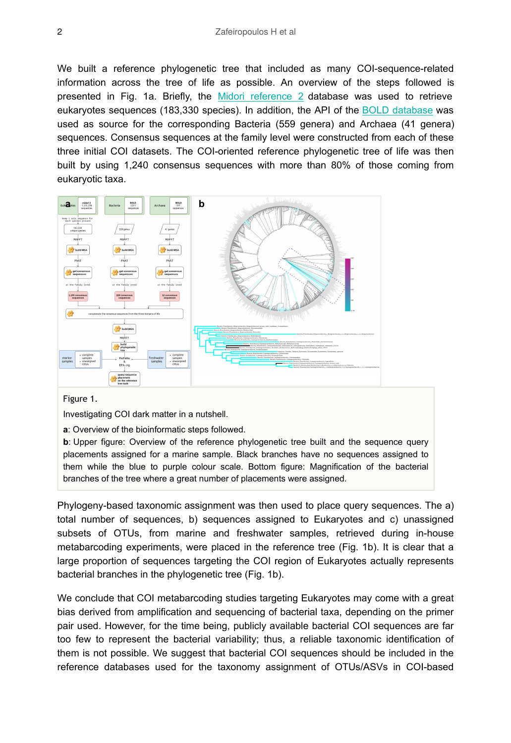We built a reference phylogenetic tree that included as many COI-sequence-related information across the tree of life as possible. An overview of the steps followed is presented in Fig. 1a. Briefly, the Midori reference 2 database was used to retrieve eukaryotes sequences (183,330 species). In addition, the API of the BOLD database was used as source for the corresponding Bacteria (559 genera) and Archaea (41 genera) sequences. Consensus sequences at the family level were constructed from each of these three initial COI datasets. The COI-oriented reference phylogenetic tree of life was then built by using 1,240 consensus sequences with more than 80% of those coming from eukaryotic taxa.

Figure 1.

Investigating COI dark matter in a nutshell.

**a**: Overview of the bioinformatic steps followed.

**b**: Upper figure: Overview of the reference phylogenetic tree built and the sequence query placements assigned for a marine sample. Black branches have no sequences assigned to them while the blue to purple colour scale. Bottom figure: Magnification of the bacterial branches of the tree where a great number of placements were assigned.

Phylogeny-based taxonomic assignment was then used to place query sequences. The a) total number of sequences, b) sequences assigned to Eukaryotes and c) unassigned subsets of OTUs, from marine and freshwater samples, retrieved during in-house metabarcoding experiments, were placed in the reference tree (Fig. 1b). It is clear that a large proportion of sequences targeting the COI region of Eukaryotes actually represents bacterial branches in the phylogenetic tree (Fig. 1b).

We conclude that COI metabarcoding studies targeting Eukaryotes may come with a great bias derived from amplification and sequencing of bacterial taxa, depending on the primer pair used. However, for the time being, publicly available bacterial COI sequences are far too few to represent the bacterial variability; thus, a reliable taxonomic identification of them is not possible. We suggest that bacterial COI sequences should be included in the reference databases used for the taxonomy assignment of OTUs/ASVs in COI-based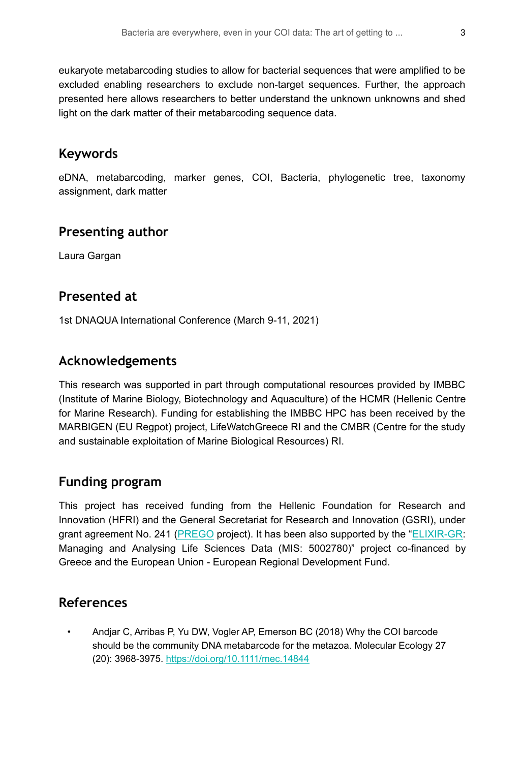eukaryote metabarcoding studies to allow for bacterial sequences that were amplified to be excluded enabling researchers to exclude non-target sequences. Further, the approach presented here allows researchers to better understand the unknown unknowns and shed light on the dark matter of their metabarcoding sequence data.

## Keywords

eDNA, metabarcoding, marker genes, COI, Bacteria, phylogenetic tree, taxonomy assignment, dark matter

## Presenting author

Laura Gargan

## Presented at

1st DNAQUA International Conference (March 9-11, 2021)

## Acknowledgements

This research was supported in part through computational resources provided by IMBBC (Institute of Marine Biology, Biotechnology and Aquaculture) of the HCMR (Hellenic Centre for Marine Research). Funding for establishing the IMBBC HPC has been received by the MARBIGEN (EU Regpot) project, LifeWatchGreece RI and the CMBR (Centre for the study and sustainable exploitation of Marine Biological Resources) RI.

## Funding program

This project has received funding from the Hellenic Foundation for Research and Innovation (HFRI) and the General Secretariat for Research and Innovation (GSRI), under grant agreement No. 241 ([PREGO](#) project). It has been also supported by the "[ELIXIR-GR](#): Managing and Analysing Life Sciences Data (MIS: 5002780)" project co-financed by Greece and the European Union - European Regional Development Fund.

## References

- Andjar C, Arribas P, Yu DW, Vogler AP, Emerson BC (2018) Why the COI barcode should be the community DNA metabarcode for the metazoa. Molecular Ecology 27 (20): 3968-3975. https://doi.org/10.1111/mec.14844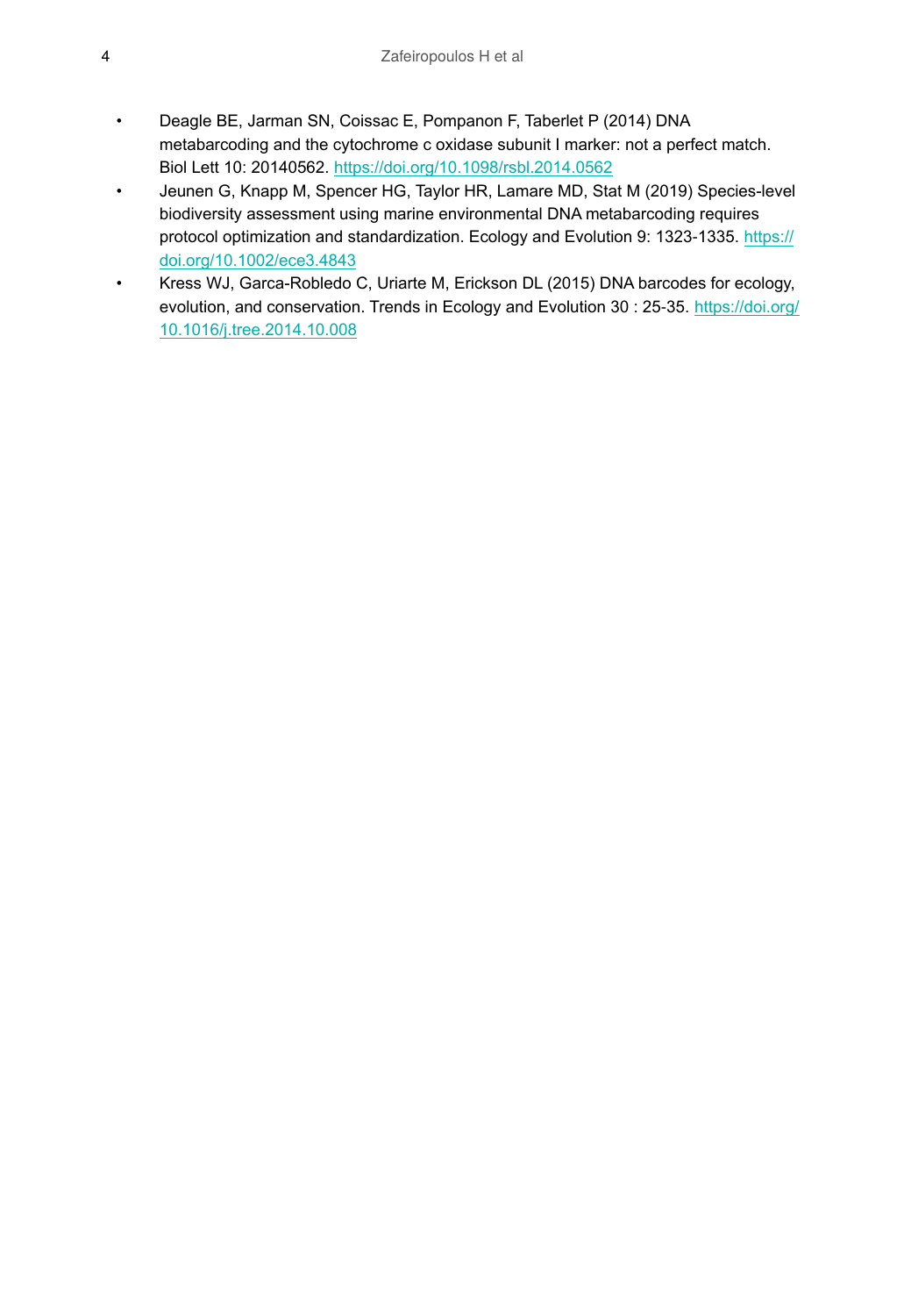- Deagle BE, Jarman SN, Coissac E, Pompanon F, Taberlet P (2014) DNA metabarcoding and the cytochrome c oxidase subunit I marker: not a perfect match. Biol Lett 10: 20140562. https://doi.org/10.1098/rsbl.2014.0562
- Jeunen G, Knapp M, Spencer HG, Taylor HR, Lamare MD, Stat M (2019) Species-level biodiversity assessment using marine environmental DNA metabarcoding requires protocol optimization and standardization. Ecology and Evolution 9: 1323-1335. https://doi.org/10.1002/ece3.4843
- Kress WJ, Garca-Robledo C, Uriarte M, Erickson DL (2015) DNA barcodes for ecology, evolution, and conservation. Trends in Ecology and Evolution 30 : 25-35. https://doi.org/10.1016/j.tree.2014.10.008